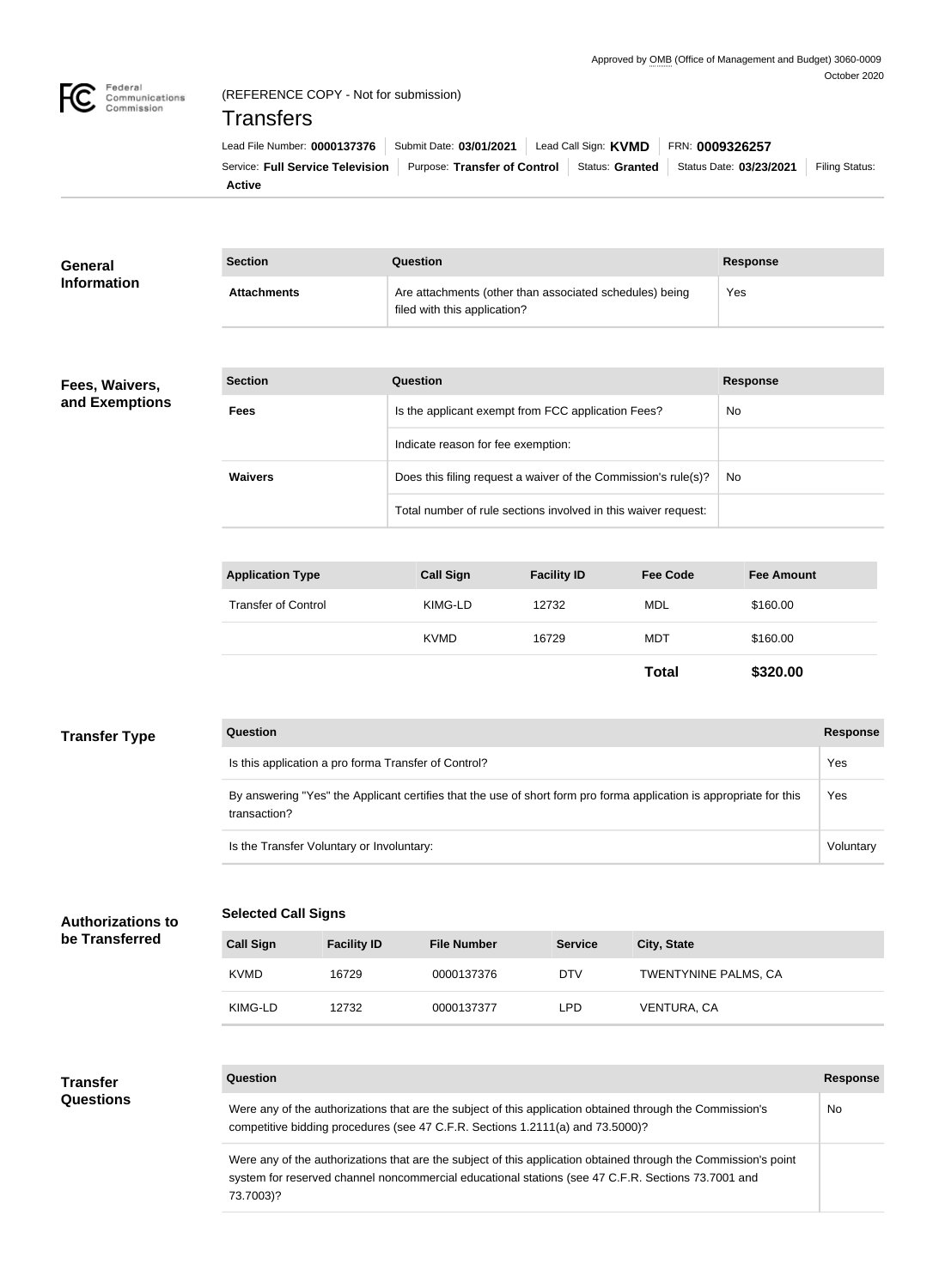Approved by OMB (Office of Management and Budget) 3060-0009
October 2020

Federal Communications Commission

(REFERENCE COPY - Not for submission)

# Transfers

Lead File Number: **0000137376** | Submit Date: **03/01/2021** | Lead Call Sign: **KVMD** | FRN: **0009326257**

Service: **Full Service Television** | Purpose: **Transfer of Control** | Status: **Granted** | Status Date: **03/23/2021** | Filing Status: **Active**

## General Information

| Section | Question | Response |
| --- | --- | --- |
| **Attachments** | Are attachments (other than associated schedules) being filed with this application? | Yes |

## Fees, Waivers, and Exemptions

| Section | Question | Response |
| --- | --- | --- |
| **Fees** | Is the applicant exempt from FCC application Fees? | No |
| | Indicate reason for fee exemption: | |
| **Waivers** | Does this filing request a waiver of the Commission's rule(s)? | No |
| | Total number of rule sections involved in this waiver request: | |

| Application Type | Call Sign | Facility ID | Fee Code | Fee Amount |
| --- | --- | --- | --- | --- |
| Transfer of Control | KIMG-LD | 12732 | MDL | $160.00 |
| | KVMD | 16729 | MDT | $160.00 |
| | | | **Total** | **$320.00** |

## Transfer Type

| Question | Response |
| --- | --- |
| Is this application a pro forma Transfer of Control? | Yes |
| By answering "Yes" the Applicant certifies that the use of short form pro forma application is appropriate for this transaction? | Yes |
| Is the Transfer Voluntary or Involuntary: | Voluntary |

## Authorizations to be Transferred

### Selected Call Signs

| Call Sign | Facility ID | File Number | Service | City, State |
| --- | --- | --- | --- | --- |
| KVMD | 16729 | 0000137376 | DTV | TWENTYNINE PALMS, CA |
| KIMG-LD | 12732 | 0000137377 | LPD | VENTURA, CA |

## Transfer Questions

| Question | Response |
| --- | --- |
| Were any of the authorizations that are the subject of this application obtained through the Commission's competitive bidding procedures (see 47 C.F.R. Sections 1.2111(a) and 73.5000)? | No |
| Were any of the authorizations that are the subject of this application obtained through the Commission's point system for reserved channel noncommercial educational stations (see 47 C.F.R. Sections 73.7001 and 73.7003)? | |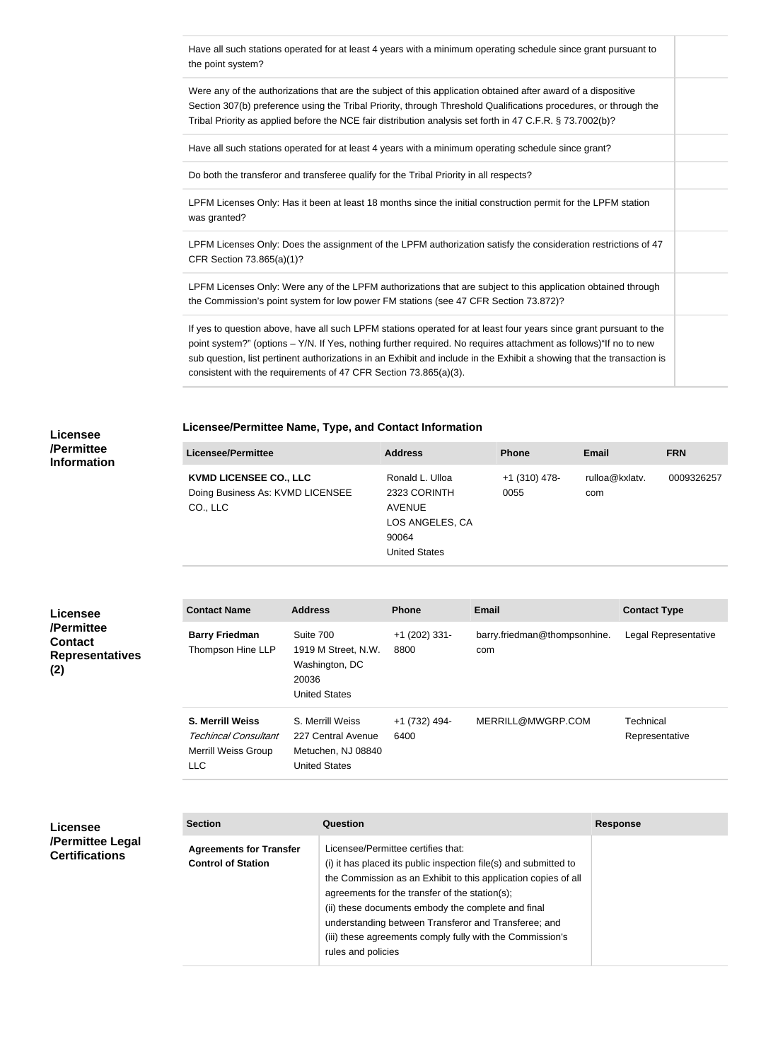| | |
|---|---|
| Have all such stations operated for at least 4 years with a minimum operating schedule since grant pursuant to the point system? | |
| Were any of the authorizations that are the subject of this application obtained after award of a dispositive Section 307(b) preference using the Tribal Priority, through Threshold Qualifications procedures, or through the Tribal Priority as applied before the NCE fair distribution analysis set forth in 47 C.F.R. § 73.7002(b)? | |
| Have all such stations operated for at least 4 years with a minimum operating schedule since grant? | |
| Do both the transferor and transferee qualify for the Tribal Priority in all respects? | |
| LPFM Licenses Only: Has it been at least 18 months since the initial construction permit for the LPFM station was granted? | |
| LPFM Licenses Only: Does the assignment of the LPFM authorization satisfy the consideration restrictions of 47 CFR Section 73.865(a)(1)? | |
| LPFM Licenses Only: Were any of the LPFM authorizations that are subject to this application obtained through the Commission's point system for low power FM stations (see 47 CFR Section 73.872)? | |
| If yes to question above, have all such LPFM stations operated for at least four years since grant pursuant to the point system?" (options – Y/N. If Yes, nothing further required. No requires attachment as follows)"If no to new sub question, list pertinent authorizations in an Exhibit and include in the Exhibit a showing that the transaction is consistent with the requirements of 47 CFR Section 73.865(a)(3). | |

## Licensee /Permittee Information

### Licensee/Permittee Name, Type, and Contact Information

| Licensee/Permittee | Address | Phone | Email | FRN |
|---|---|---|---|---|
| **KVMD LICENSEE CO., LLC**<br>Doing Business As: KVMD LICENSEE CO., LLC | Ronald L. Ulloa<br>2323 CORINTH AVENUE<br>LOS ANGELES, CA 90064<br>United States | +1 (310) 478-0055 | rulloa@kxlatv.com | 0009326257 |

## Licensee /Permittee Contact Representatives (2)

| Contact Name | Address | Phone | Email | Contact Type |
|---|---|---|---|---|
| **Barry Friedman**<br>Thompson Hine LLP | Suite 700<br>1919 M Street, N.W.<br>Washington, DC 20036<br>United States | +1 (202) 331-8800 | barry.friedman@thompsonhine.com | Legal Representative |
| **S. Merrill Weiss**<br>*Techincal Consultant*<br>Merrill Weiss Group LLC | S. Merrill Weiss<br>227 Central Avenue<br>Metuchen, NJ 08840<br>United States | +1 (732) 494-6400 | MERRILL@MWGRP.COM | Technical Representative |

## Licensee /Permittee Legal Certifications

| Section | Question | Response |
|---|---|---|
| **Agreements for Transfer Control of Station** | Licensee/Permittee certifies that:<br>(i) it has placed its public inspection file(s) and submitted to the Commission as an Exhibit to this application copies of all agreements for the transfer of the station(s);<br>(ii) these documents embody the complete and final understanding between Transferor and Transferee; and<br>(iii) these agreements comply fully with the Commission's rules and policies | |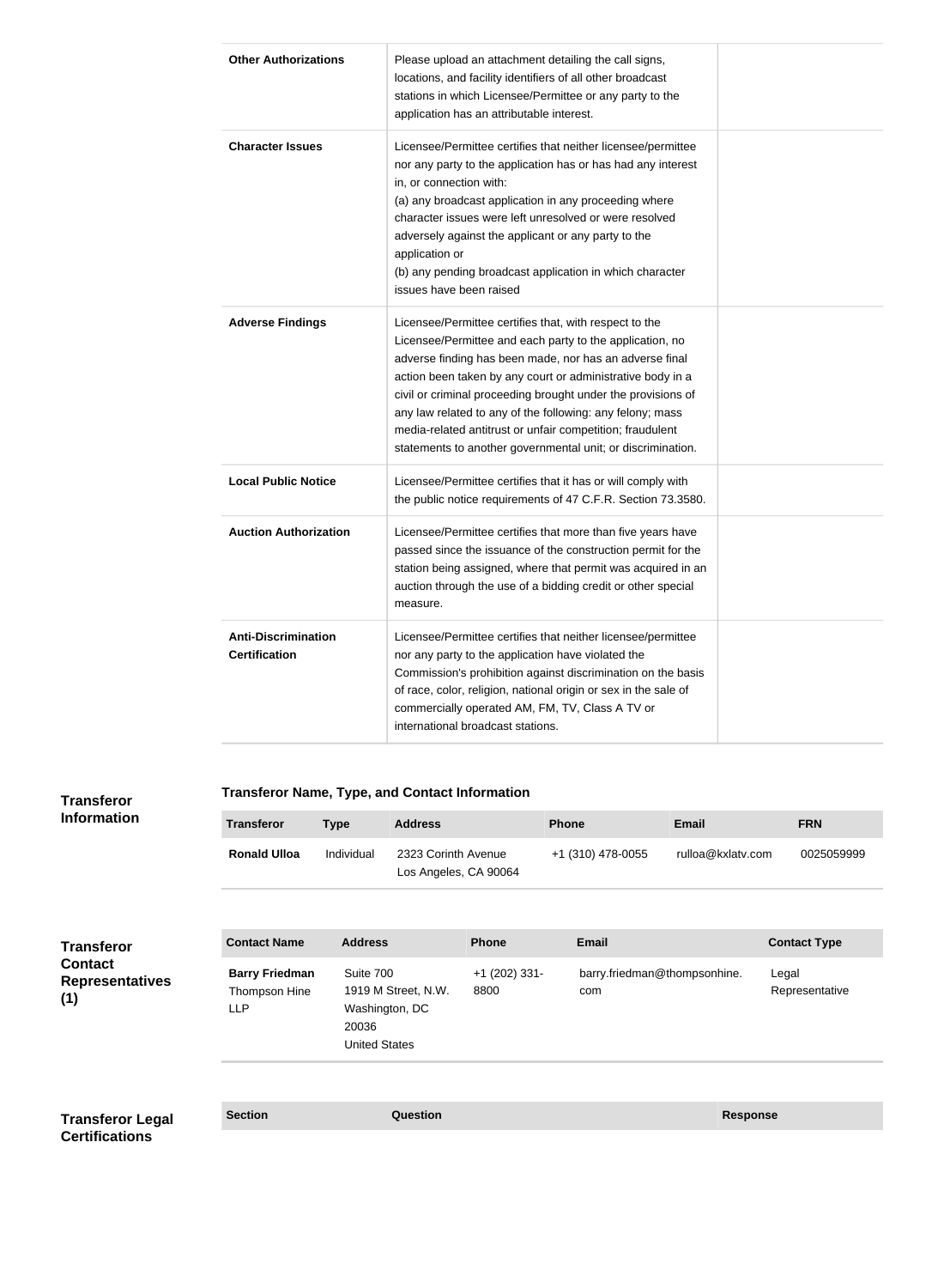| | | |
|---|---|---|
| **Other Authorizations** | Please upload an attachment detailing the call signs, locations, and facility identifiers of all other broadcast stations in which Licensee/Permittee or any party to the application has an attributable interest. | |
| **Character Issues** | Licensee/Permittee certifies that neither licensee/permittee nor any party to the application has or has had any interest in, or connection with:<br>(a) any broadcast application in any proceeding where character issues were left unresolved or were resolved adversely against the applicant or any party to the application or<br>(b) any pending broadcast application in which character issues have been raised | |
| **Adverse Findings** | Licensee/Permittee certifies that, with respect to the Licensee/Permittee and each party to the application, no adverse finding has been made, nor has an adverse final action been taken by any court or administrative body in a civil or criminal proceeding brought under the provisions of any law related to any of the following: any felony; mass media-related antitrust or unfair competition; fraudulent statements to another governmental unit; or discrimination. | |
| **Local Public Notice** | Licensee/Permittee certifies that it has or will comply with the public notice requirements of 47 C.F.R. Section 73.3580. | |
| **Auction Authorization** | Licensee/Permittee certifies that more than five years have passed since the issuance of the construction permit for the station being assigned, where that permit was acquired in an auction through the use of a bidding credit or other special measure. | |
| **Anti-Discrimination Certification** | Licensee/Permittee certifies that neither licensee/permittee nor any party to the application have violated the Commission's prohibition against discrimination on the basis of race, color, religion, national origin or sex in the sale of commercially operated AM, FM, TV, Class A TV or international broadcast stations. | |

## Transferor Information

### Transferor Name, Type, and Contact Information

| Transferor | Type | Address | Phone | Email | FRN |
|---|---|---|---|---|---|
| **Ronald Ulloa** | Individual | 2323 Corinth Avenue<br>Los Angeles, CA 90064 | +1 (310) 478-0055 | rulloa@kxlatv.com | 0025059999 |

## Transferor Contact Representatives (1)

| Contact Name | Address | Phone | Email | Contact Type |
|---|---|---|---|---|
| **Barry Friedman**<br>Thompson Hine LLP | Suite 700<br>1919 M Street, N.W.<br>Washington, DC 20036<br>United States | +1 (202) 331-8800 | barry.friedman@thompsonhine.com | Legal Representative |

## Transferor Legal Certifications

| Section | Question | Response |
|---|---|---|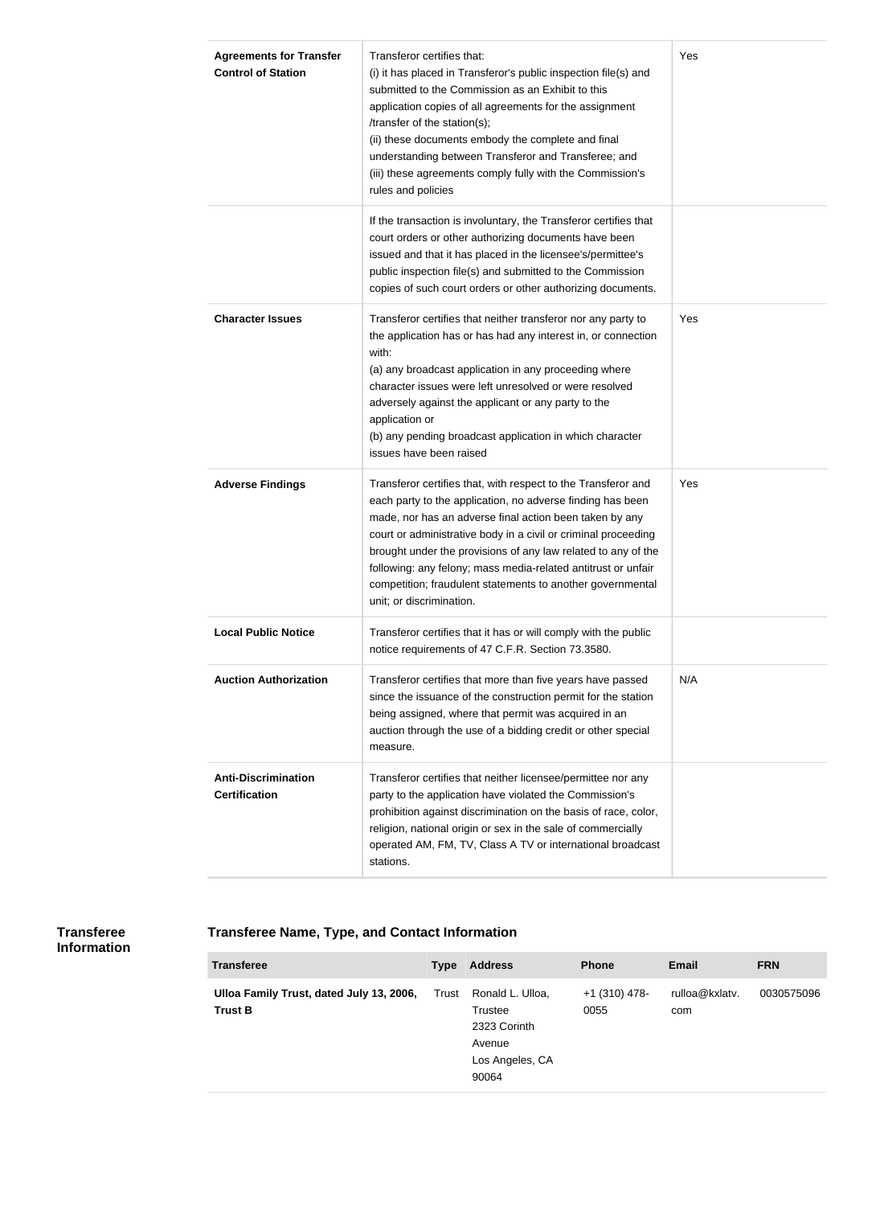| | | |
|---|---|---|
| **Agreements for Transfer Control of Station** | Transferor certifies that:<br>(i) it has placed in Transferor's public inspection file(s) and submitted to the Commission as an Exhibit to this application copies of all agreements for the assignment /transfer of the station(s);<br>(ii) these documents embody the complete and final understanding between Transferor and Transferee; and<br>(iii) these agreements comply fully with the Commission's rules and policies | Yes |
| | If the transaction is involuntary, the Transferor certifies that court orders or other authorizing documents have been issued and that it has placed in the licensee's/permittee's public inspection file(s) and submitted to the Commission copies of such court orders or other authorizing documents. | |
| **Character Issues** | Transferor certifies that neither transferor nor any party to the application has or has had any interest in, or connection with:<br>(a) any broadcast application in any proceeding where character issues were left unresolved or were resolved adversely against the applicant or any party to the application or<br>(b) any pending broadcast application in which character issues have been raised | Yes |
| **Adverse Findings** | Transferor certifies that, with respect to the Transferor and each party to the application, no adverse finding has been made, nor has an adverse final action been taken by any court or administrative body in a civil or criminal proceeding brought under the provisions of any law related to any of the following: any felony; mass media-related antitrust or unfair competition; fraudulent statements to another governmental unit; or discrimination. | Yes |
| **Local Public Notice** | Transferor certifies that it has or will comply with the public notice requirements of 47 C.F.R. Section 73.3580. | |
| **Auction Authorization** | Transferor certifies that more than five years have passed since the issuance of the construction permit for the station being assigned, where that permit was acquired in an auction through the use of a bidding credit or other special measure. | N/A |
| **Anti-Discrimination Certification** | Transferor certifies that neither licensee/permittee nor any party to the application have violated the Commission's prohibition against discrimination on the basis of race, color, religion, national origin or sex in the sale of commercially operated AM, FM, TV, Class A TV or international broadcast stations. | |

## Transferee Information

### Transferee Name, Type, and Contact Information

| Transferee | Type | Address | Phone | Email | FRN |
|---|---|---|---|---|---|
| **Ulloa Family Trust, dated July 13, 2006, Trust B** | Trust | Ronald L. Ulloa, Trustee<br>2323 Corinth Avenue<br>Los Angeles, CA 90064 | +1 (310) 478-0055 | rulloa@kxlatv.com | 0030575096 |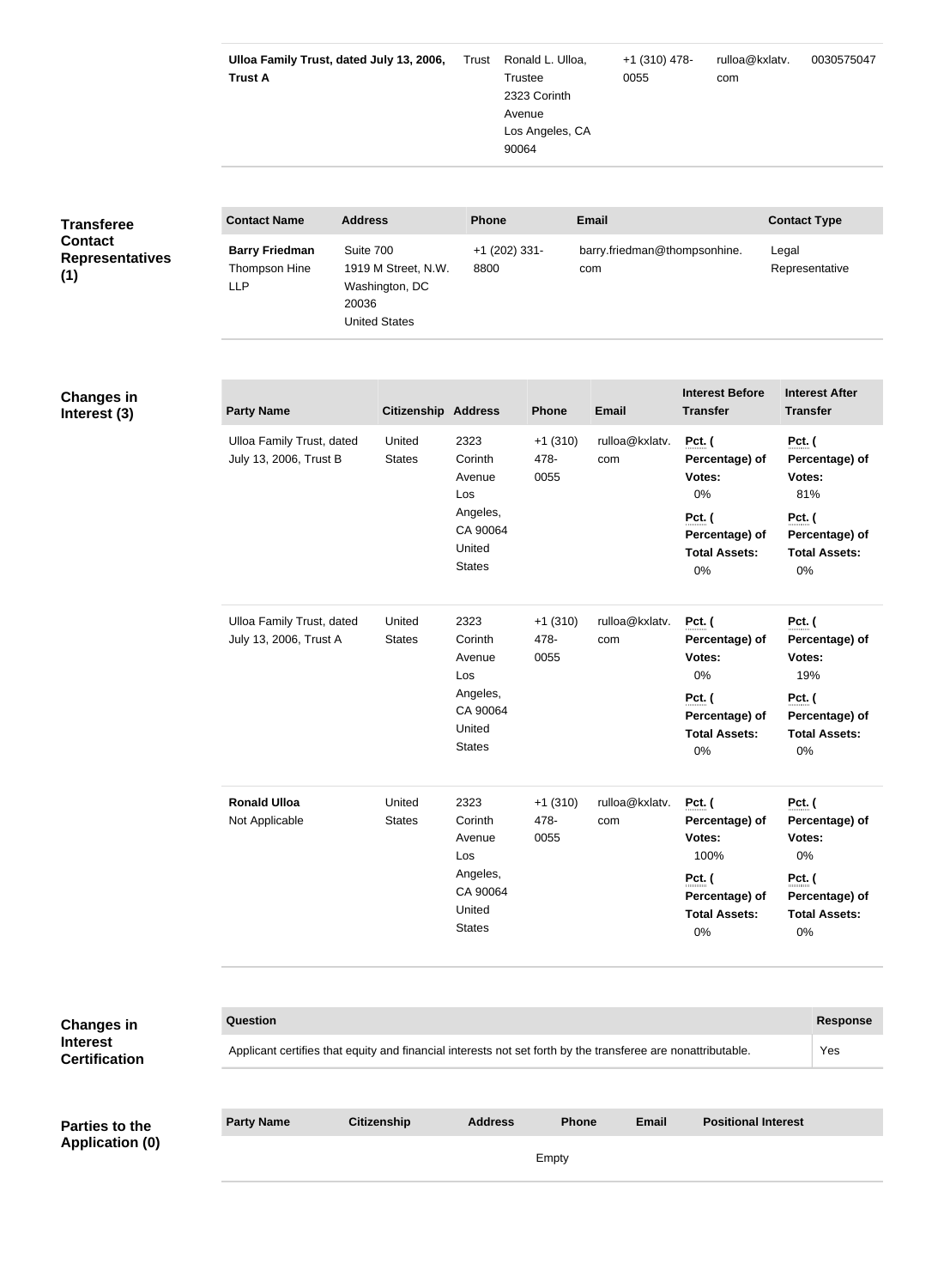| | | | | | |
|---|---|---|---|---|---|
| **Ulloa Family Trust, dated July 13, 2006, Trust A** | Trust | Ronald L. Ulloa, Trustee 2323 Corinth Avenue Los Angeles, CA 90064 | +1 (310) 478-0055 | rulloa@kxlatv.com | 0030575047 |

**Transferee Contact Representatives (1)**

| Contact Name | Address | Phone | Email | Contact Type |
|---|---|---|---|---|
| **Barry Friedman** Thompson Hine LLP | Suite 700 1919 M Street, N.W. Washington, DC 20036 United States | +1 (202) 331-8800 | barry.friedman@thompsonhine.com | Legal Representative |

**Changes in Interest (3)**

| Party Name | Citizenship | Address | Phone | Email | Interest Before Transfer | Interest After Transfer |
|---|---|---|---|---|---|---|
| Ulloa Family Trust, dated July 13, 2006, Trust B | United States | 2323 Corinth Avenue Los Angeles, CA 90064 United States | +1 (310) 478-0055 | rulloa@kxlatv.com | **Pct. ( Percentage) of Votes:** 0% **Pct. ( Percentage) of Total Assets:** 0% | **Pct. ( Percentage) of Votes:** 81% **Pct. ( Percentage) of Total Assets:** 0% |
| Ulloa Family Trust, dated July 13, 2006, Trust A | United States | 2323 Corinth Avenue Los Angeles, CA 90064 United States | +1 (310) 478-0055 | rulloa@kxlatv.com | **Pct. ( Percentage) of Votes:** 0% **Pct. ( Percentage) of Total Assets:** 0% | **Pct. ( Percentage) of Votes:** 19% **Pct. ( Percentage) of Total Assets:** 0% |
| **Ronald Ulloa** Not Applicable | United States | 2323 Corinth Avenue Los Angeles, CA 90064 United States | +1 (310) 478-0055 | rulloa@kxlatv.com | **Pct. ( Percentage) of Votes:** 100% **Pct. ( Percentage) of Total Assets:** 0% | **Pct. ( Percentage) of Votes:** 0% **Pct. ( Percentage) of Total Assets:** 0% |

**Changes in Interest Certification**

| Question | Response |
|---|---|
| Applicant certifies that equity and financial interests not set forth by the transferee are nonattributable. | Yes |

**Parties to the Application (0)**

| Party Name | Citizenship | Address | Phone | Email | Positional Interest |
|---|---|---|---|---|---|
| | | Empty | | | |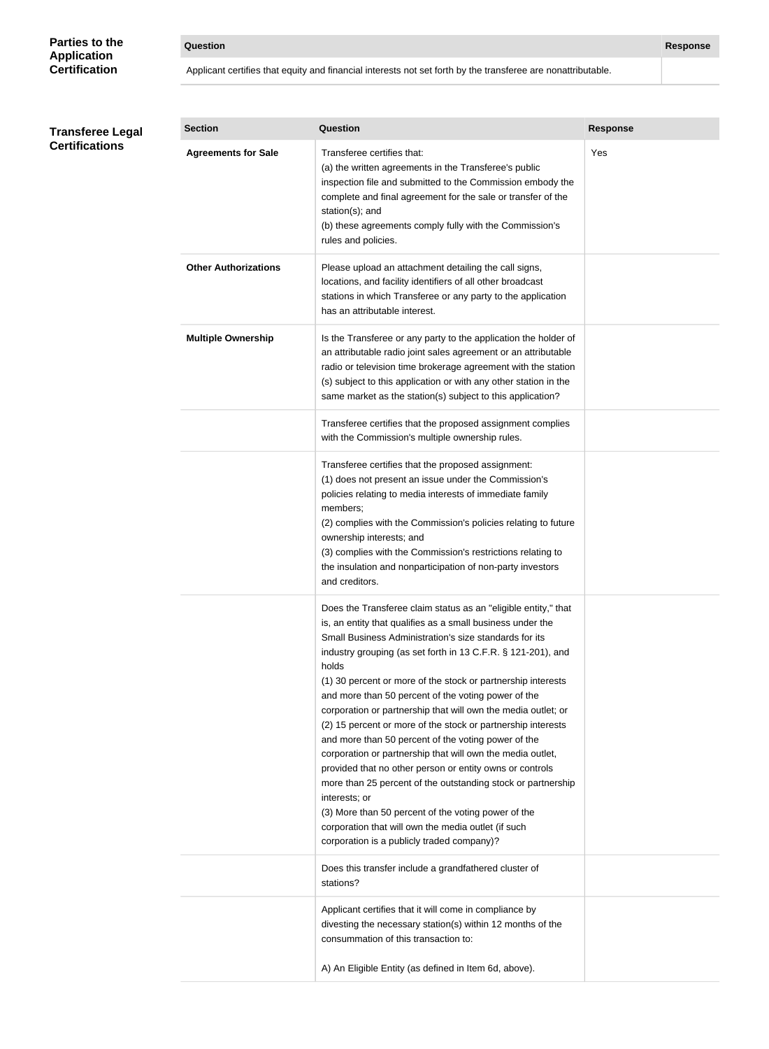### Parties to the Application Certification

| Question | Response |
|---|---|
| Applicant certifies that equity and financial interests not set forth by the transferee are nonattributable. | |

### Transferee Legal Certifications

| Section | Question | Response |
|---|---|---|
| **Agreements for Sale** | Transferee certifies that:<br>(a) the written agreements in the Transferee's public inspection file and submitted to the Commission embody the complete and final agreement for the sale or transfer of the station(s); and<br>(b) these agreements comply fully with the Commission's rules and policies. | Yes |
| **Other Authorizations** | Please upload an attachment detailing the call signs, locations, and facility identifiers of all other broadcast stations in which Transferee or any party to the application has an attributable interest. | |
| **Multiple Ownership** | Is the Transferee or any party to the application the holder of an attributable radio joint sales agreement or an attributable radio or television time brokerage agreement with the station (s) subject to this application or with any other station in the same market as the station(s) subject to this application? | |
| | Transferee certifies that the proposed assignment complies with the Commission's multiple ownership rules. | |
| | Transferee certifies that the proposed assignment:<br>(1) does not present an issue under the Commission's policies relating to media interests of immediate family members;<br>(2) complies with the Commission's policies relating to future ownership interests; and<br>(3) complies with the Commission's restrictions relating to the insulation and nonparticipation of non-party investors and creditors. | |
| | Does the Transferee claim status as an "eligible entity," that is, an entity that qualifies as a small business under the Small Business Administration's size standards for its industry grouping (as set forth in 13 C.F.R. § 121-201), and holds<br>(1) 30 percent or more of the stock or partnership interests and more than 50 percent of the voting power of the corporation or partnership that will own the media outlet; or<br>(2) 15 percent or more of the stock or partnership interests and more than 50 percent of the voting power of the corporation or partnership that will own the media outlet, provided that no other person or entity owns or controls more than 25 percent of the outstanding stock or partnership interests; or<br>(3) More than 50 percent of the voting power of the corporation that will own the media outlet (if such corporation is a publicly traded company)? | |
| | Does this transfer include a grandfathered cluster of stations? | |
| | Applicant certifies that it will come in compliance by divesting the necessary station(s) within 12 months of the consummation of this transaction to:<br><br>A) An Eligible Entity (as defined in Item 6d, above). | |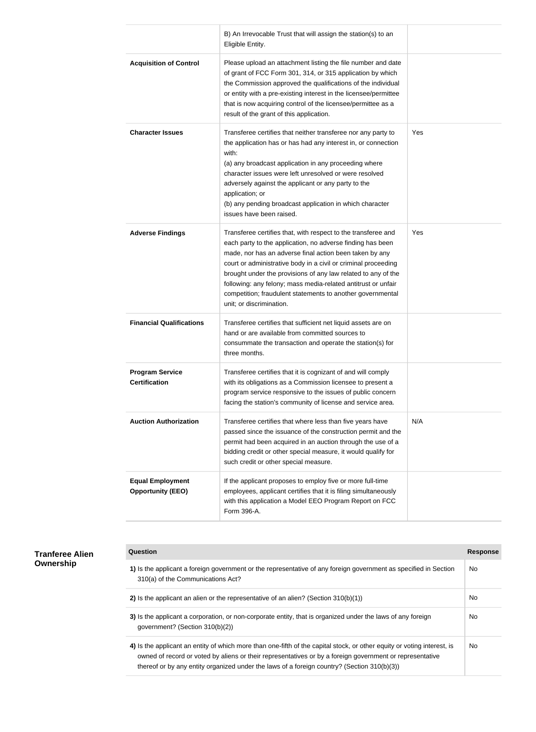| | | |
|---|---|---|
| | B) An Irrevocable Trust that will assign the station(s) to an Eligible Entity. | |
| **Acquisition of Control** | Please upload an attachment listing the file number and date of grant of FCC Form 301, 314, or 315 application by which the Commission approved the qualifications of the individual or entity with a pre-existing interest in the licensee/permittee that is now acquiring control of the licensee/permittee as a result of the grant of this application. | |
| **Character Issues** | Transferee certifies that neither transferee nor any party to the application has or has had any interest in, or connection with:<br>(a) any broadcast application in any proceeding where character issues were left unresolved or were resolved adversely against the applicant or any party to the application; or<br>(b) any pending broadcast application in which character issues have been raised. | Yes |
| **Adverse Findings** | Transferee certifies that, with respect to the transferee and each party to the application, no adverse finding has been made, nor has an adverse final action been taken by any court or administrative body in a civil or criminal proceeding brought under the provisions of any law related to any of the following: any felony; mass media-related antitrust or unfair competition; fraudulent statements to another governmental unit; or discrimination. | Yes |
| **Financial Qualifications** | Transferee certifies that sufficient net liquid assets are on hand or are available from committed sources to consummate the transaction and operate the station(s) for three months. | |
| **Program Service Certification** | Transferee certifies that it is cognizant of and will comply with its obligations as a Commission licensee to present a program service responsive to the issues of public concern facing the station's community of license and service area. | |
| **Auction Authorization** | Transferee certifies that where less than five years have passed since the issuance of the construction permit and the permit had been acquired in an auction through the use of a bidding credit or other special measure, it would qualify for such credit or other special measure. | N/A |
| **Equal Employment Opportunity (EEO)** | If the applicant proposes to employ five or more full-time employees, applicant certifies that it is filing simultaneously with this application a Model EEO Program Report on FCC Form 396-A. | |

**Tranferee Alien Ownership**

| Question | Response |
|---|---|
| **1)** Is the applicant a foreign government or the representative of any foreign government as specified in Section 310(a) of the Communications Act? | No |
| **2)** Is the applicant an alien or the representative of an alien? (Section 310(b)(1)) | No |
| **3)** Is the applicant a corporation, or non-corporate entity, that is organized under the laws of any foreign government? (Section 310(b)(2)) | No |
| **4)** Is the applicant an entity of which more than one-fifth of the capital stock, or other equity or voting interest, is owned of record or voted by aliens or their representatives or by a foreign government or representative thereof or by any entity organized under the laws of a foreign country? (Section 310(b)(3)) | No |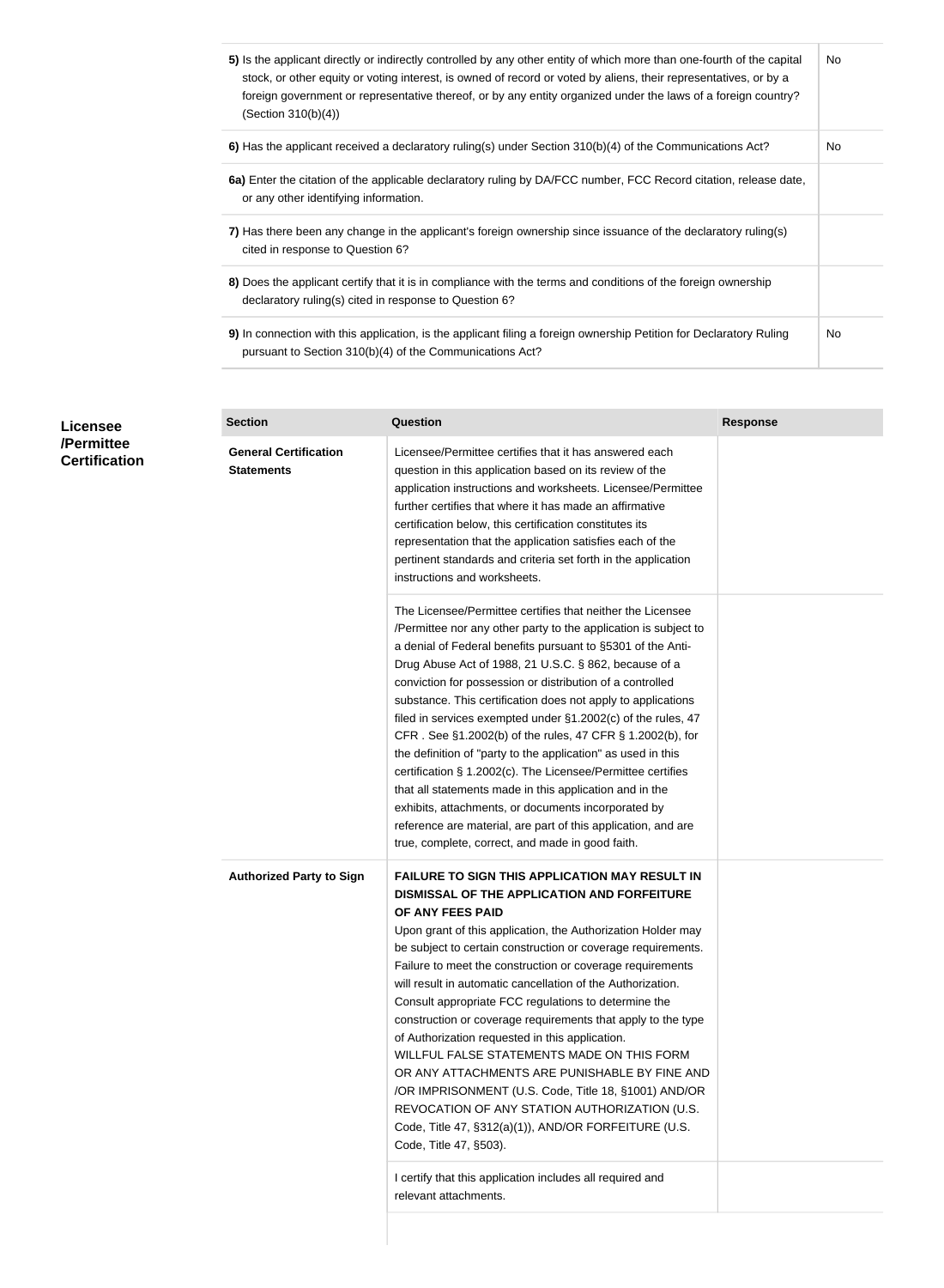| Question | Response |
|---|---|
| **5)** Is the applicant directly or indirectly controlled by any other entity of which more than one-fourth of the capital stock, or other equity or voting interest, is owned of record or voted by aliens, their representatives, or by a foreign government or representative thereof, or by any entity organized under the laws of a foreign country? (Section 310(b)(4)) | No |
| **6)** Has the applicant received a declaratory ruling(s) under Section 310(b)(4) of the Communications Act? | No |
| **6a)** Enter the citation of the applicable declaratory ruling by DA/FCC number, FCC Record citation, release date, or any other identifying information. | |
| **7)** Has there been any change in the applicant's foreign ownership since issuance of the declaratory ruling(s) cited in response to Question 6? | |
| **8)** Does the applicant certify that it is in compliance with the terms and conditions of the foreign ownership declaratory ruling(s) cited in response to Question 6? | |
| **9)** In connection with this application, is the applicant filing a foreign ownership Petition for Declaratory Ruling pursuant to Section 310(b)(4) of the Communications Act? | No |

## Licensee /Permittee Certification

| Section | Question | Response |
|---|---|---|
| **General Certification Statements** | Licensee/Permittee certifies that it has answered each question in this application based on its review of the application instructions and worksheets. Licensee/Permittee further certifies that where it has made an affirmative certification below, this certification constitutes its representation that the application satisfies each of the pertinent standards and criteria set forth in the application instructions and worksheets. | |
| | The Licensee/Permittee certifies that neither the Licensee /Permittee nor any other party to the application is subject to a denial of Federal benefits pursuant to §5301 of the Anti-Drug Abuse Act of 1988, 21 U.S.C. § 862, because of a conviction for possession or distribution of a controlled substance. This certification does not apply to applications filed in services exempted under §1.2002(c) of the rules, 47 CFR . See §1.2002(b) of the rules, 47 CFR § 1.2002(b), for the definition of "party to the application" as used in this certification § 1.2002(c). The Licensee/Permittee certifies that all statements made in this application and in the exhibits, attachments, or documents incorporated by reference are material, are part of this application, and are true, complete, correct, and made in good faith. | |
| **Authorized Party to Sign** | **FAILURE TO SIGN THIS APPLICATION MAY RESULT IN DISMISSAL OF THE APPLICATION AND FORFEITURE OF ANY FEES PAID** Upon grant of this application, the Authorization Holder may be subject to certain construction or coverage requirements. Failure to meet the construction or coverage requirements will result in automatic cancellation of the Authorization. Consult appropriate FCC regulations to determine the construction or coverage requirements that apply to the type of Authorization requested in this application. WILLFUL FALSE STATEMENTS MADE ON THIS FORM OR ANY ATTACHMENTS ARE PUNISHABLE BY FINE AND /OR IMPRISONMENT (U.S. Code, Title 18, §1001) AND/OR REVOCATION OF ANY STATION AUTHORIZATION (U.S. Code, Title 47, §312(a)(1)), AND/OR FORFEITURE (U.S. Code, Title 47, §503). | |
| | I certify that this application includes all required and relevant attachments. | |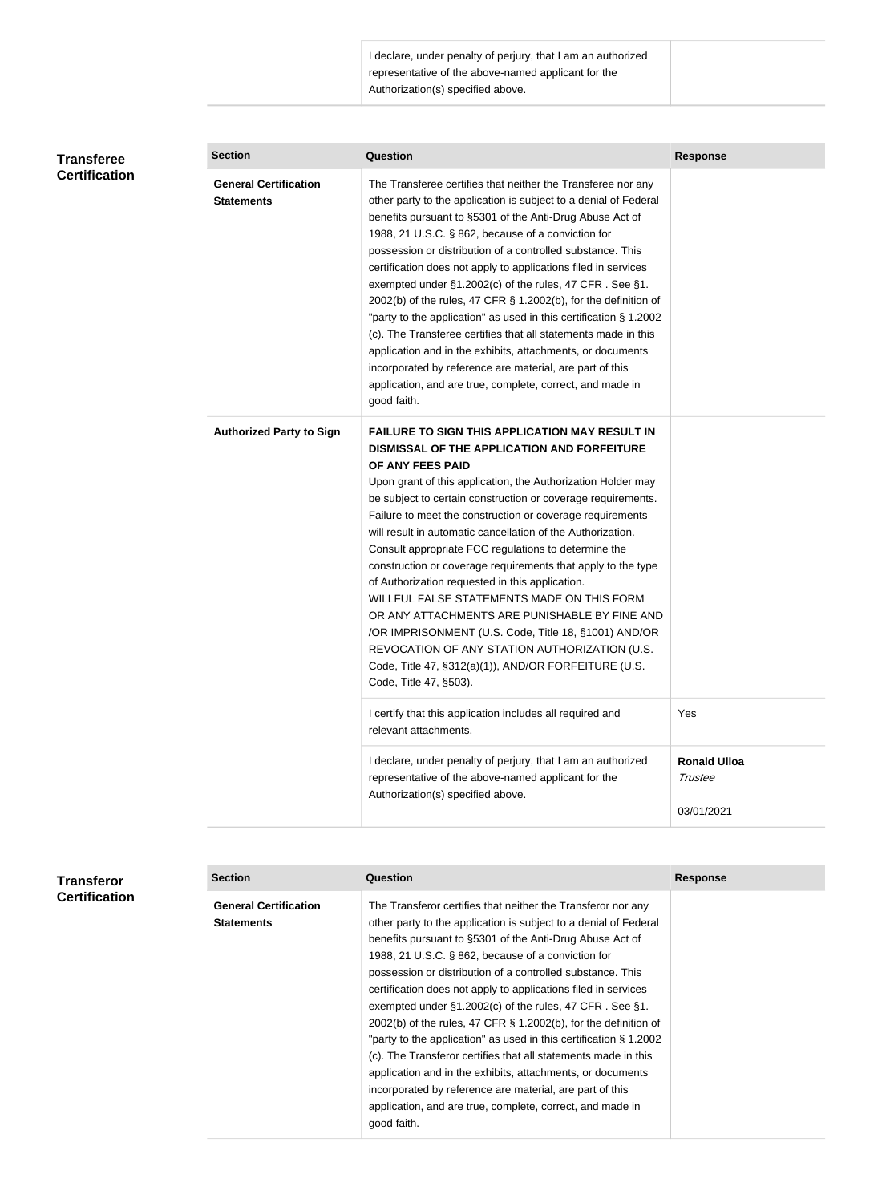| | |
|---|---|
| I declare, under penalty of perjury, that I am an authorized representative of the above-named applicant for the Authorization(s) specified above. | |

## Transferee Certification

| Section | Question | Response |
|---|---|---|
| **General Certification Statements** | The Transferee certifies that neither the Transferee nor any other party to the application is subject to a denial of Federal benefits pursuant to §5301 of the Anti-Drug Abuse Act of 1988, 21 U.S.C. § 862, because of a conviction for possession or distribution of a controlled substance. This certification does not apply to applications filed in services exempted under §1.2002(c) of the rules, 47 CFR . See §1. 2002(b) of the rules, 47 CFR § 1.2002(b), for the definition of "party to the application" as used in this certification § 1.2002 (c). The Transferee certifies that all statements made in this application and in the exhibits, attachments, or documents incorporated by reference are material, are part of this application, and are true, complete, correct, and made in good faith. | |
| **Authorized Party to Sign** | **FAILURE TO SIGN THIS APPLICATION MAY RESULT IN DISMISSAL OF THE APPLICATION AND FORFEITURE OF ANY FEES PAID** Upon grant of this application, the Authorization Holder may be subject to certain construction or coverage requirements. Failure to meet the construction or coverage requirements will result in automatic cancellation of the Authorization. Consult appropriate FCC regulations to determine the construction or coverage requirements that apply to the type of Authorization requested in this application. WILLFUL FALSE STATEMENTS MADE ON THIS FORM OR ANY ATTACHMENTS ARE PUNISHABLE BY FINE AND /OR IMPRISONMENT (U.S. Code, Title 18, §1001) AND/OR REVOCATION OF ANY STATION AUTHORIZATION (U.S. Code, Title 47, §312(a)(1)), AND/OR FORFEITURE (U.S. Code, Title 47, §503). | |
| | I certify that this application includes all required and relevant attachments. | Yes |
| | I declare, under penalty of perjury, that I am an authorized representative of the above-named applicant for the Authorization(s) specified above. | **Ronald Ulloa** *Trustee* 03/01/2021 |

## Transferor Certification

| Section | Question | Response |
|---|---|---|
| **General Certification Statements** | The Transferor certifies that neither the Transferor nor any other party to the application is subject to a denial of Federal benefits pursuant to §5301 of the Anti-Drug Abuse Act of 1988, 21 U.S.C. § 862, because of a conviction for possession or distribution of a controlled substance. This certification does not apply to applications filed in services exempted under §1.2002(c) of the rules, 47 CFR . See §1. 2002(b) of the rules, 47 CFR § 1.2002(b), for the definition of "party to the application" as used in this certification § 1.2002 (c). The Transferor certifies that all statements made in this application and in the exhibits, attachments, or documents incorporated by reference are material, are part of this application, and are true, complete, correct, and made in good faith. | |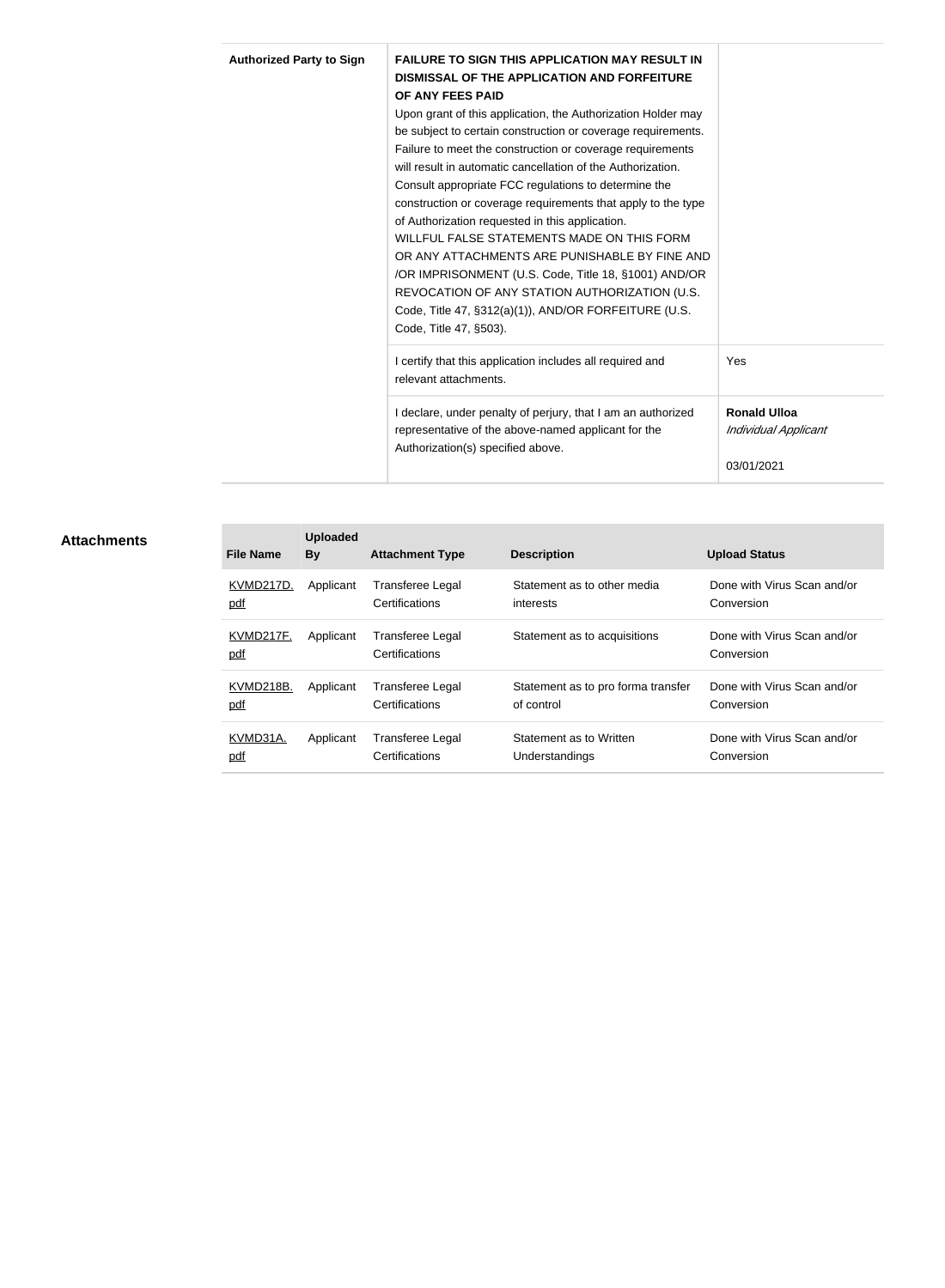| | | |
|---|---|---|
| Authorized Party to Sign | **FAILURE TO SIGN THIS APPLICATION MAY RESULT IN DISMISSAL OF THE APPLICATION AND FORFEITURE OF ANY FEES PAID**<br>Upon grant of this application, the Authorization Holder may be subject to certain construction or coverage requirements. Failure to meet the construction or coverage requirements will result in automatic cancellation of the Authorization. Consult appropriate FCC regulations to determine the construction or coverage requirements that apply to the type of Authorization requested in this application.<br>WILLFUL FALSE STATEMENTS MADE ON THIS FORM OR ANY ATTACHMENTS ARE PUNISHABLE BY FINE AND /OR IMPRISONMENT (U.S. Code, Title 18, §1001) AND/OR REVOCATION OF ANY STATION AUTHORIZATION (U.S. Code, Title 47, §312(a)(1)), AND/OR FORFEITURE (U.S. Code, Title 47, §503). | |
| | I certify that this application includes all required and relevant attachments. | Yes |
| | I declare, under penalty of perjury, that I am an authorized representative of the above-named applicant for the Authorization(s) specified above. | **Ronald Ulloa**<br>*Individual Applicant*<br><br>03/01/2021 |

## Attachments

| File Name | Uploaded By | Attachment Type | Description | Upload Status |
|---|---|---|---|---|
| KVMD217D.pdf | Applicant | Transferee Legal Certifications | Statement as to other media interests | Done with Virus Scan and/or Conversion |
| KVMD217F.pdf | Applicant | Transferee Legal Certifications | Statement as to acquisitions | Done with Virus Scan and/or Conversion |
| KVMD218B.pdf | Applicant | Transferee Legal Certifications | Statement as to pro forma transfer of control | Done with Virus Scan and/or Conversion |
| KVMD31A.pdf | Applicant | Transferee Legal Certifications | Statement as to Written Understandings | Done with Virus Scan and/or Conversion |